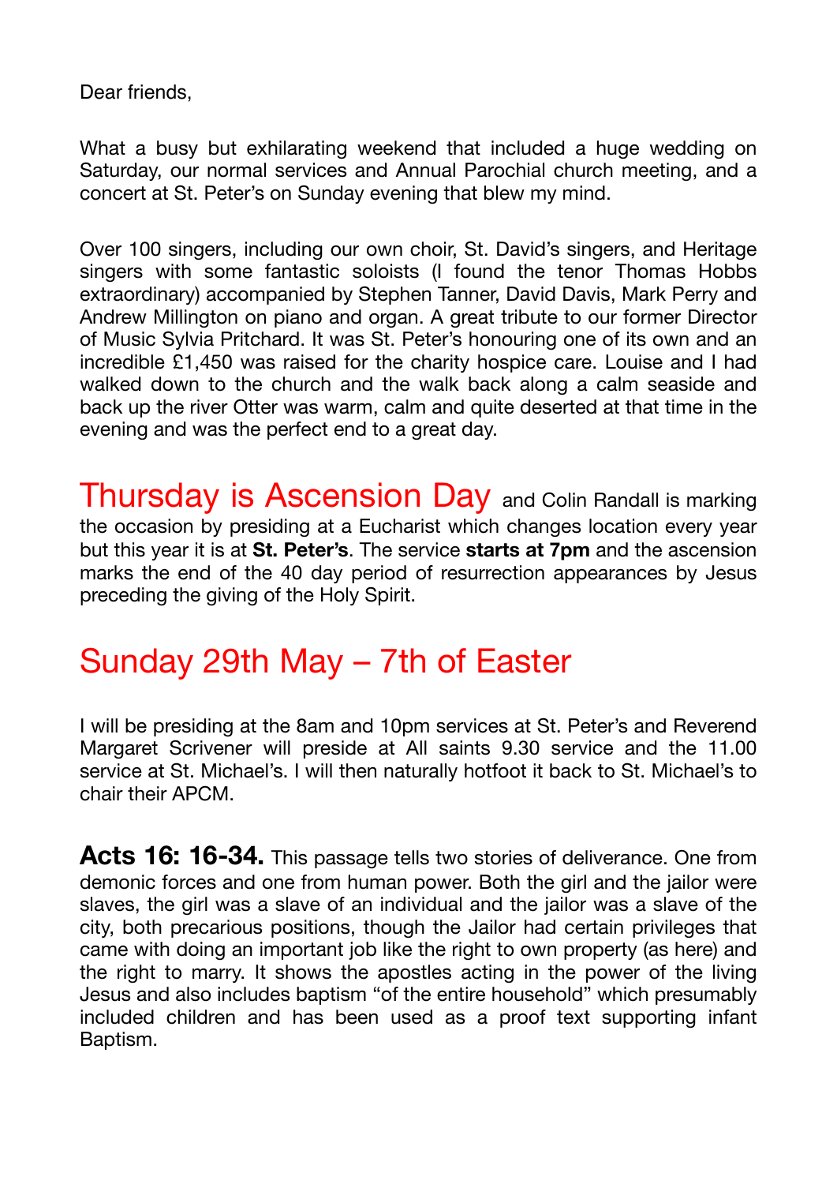Dear friends,

What a busy but exhilarating weekend that included a huge wedding on Saturday, our normal services and Annual Parochial church meeting, and a concert at St. Peter's on Sunday evening that blew my mind.

Over 100 singers, including our own choir, St. David's singers, and Heritage singers with some fantastic soloists (I found the tenor Thomas Hobbs extraordinary) accompanied by Stephen Tanner, David Davis, Mark Perry and Andrew Millington on piano and organ. A great tribute to our former Director of Music Sylvia Pritchard. It was St. Peter's honouring one of its own and an incredible £1,450 was raised for the charity hospice care. Louise and I had walked down to the church and the walk back along a calm seaside and back up the river Otter was warm, calm and quite deserted at that time in the evening and was the perfect end to a great day.

## Thursday is Ascension Day

and Colin Randall is marking the occasion by presiding at a Eucharist which changes location every year but this year it is at **St. Peter's**. The service **starts at 7pm** and the ascension marks the end of the 40 day period of resurrection appearances by Jesus preceding the giving of the Holy Spirit.

## Sunday 29th May – 7th of Easter

I will be presiding at the 8am and 10pm services at St. Peter's and Reverend Margaret Scrivener will preside at All saints 9.30 service and the 11.00 service at St. Michael's. I will then naturally hotfoot it back to St. Michael's to chair their APCM.

**Acts 16: 16-34.** This passage tells two stories of deliverance. One from demonic forces and one from human power. Both the girl and the jailor were slaves, the girl was a slave of an individual and the jailor was a slave of the city, both precarious positions, though the Jailor had certain privileges that came with doing an important job like the right to own property (as here) and the right to marry. It shows the apostles acting in the power of the living Jesus and also includes baptism "of the entire household" which presumably included children and has been used as a proof text supporting infant Baptism.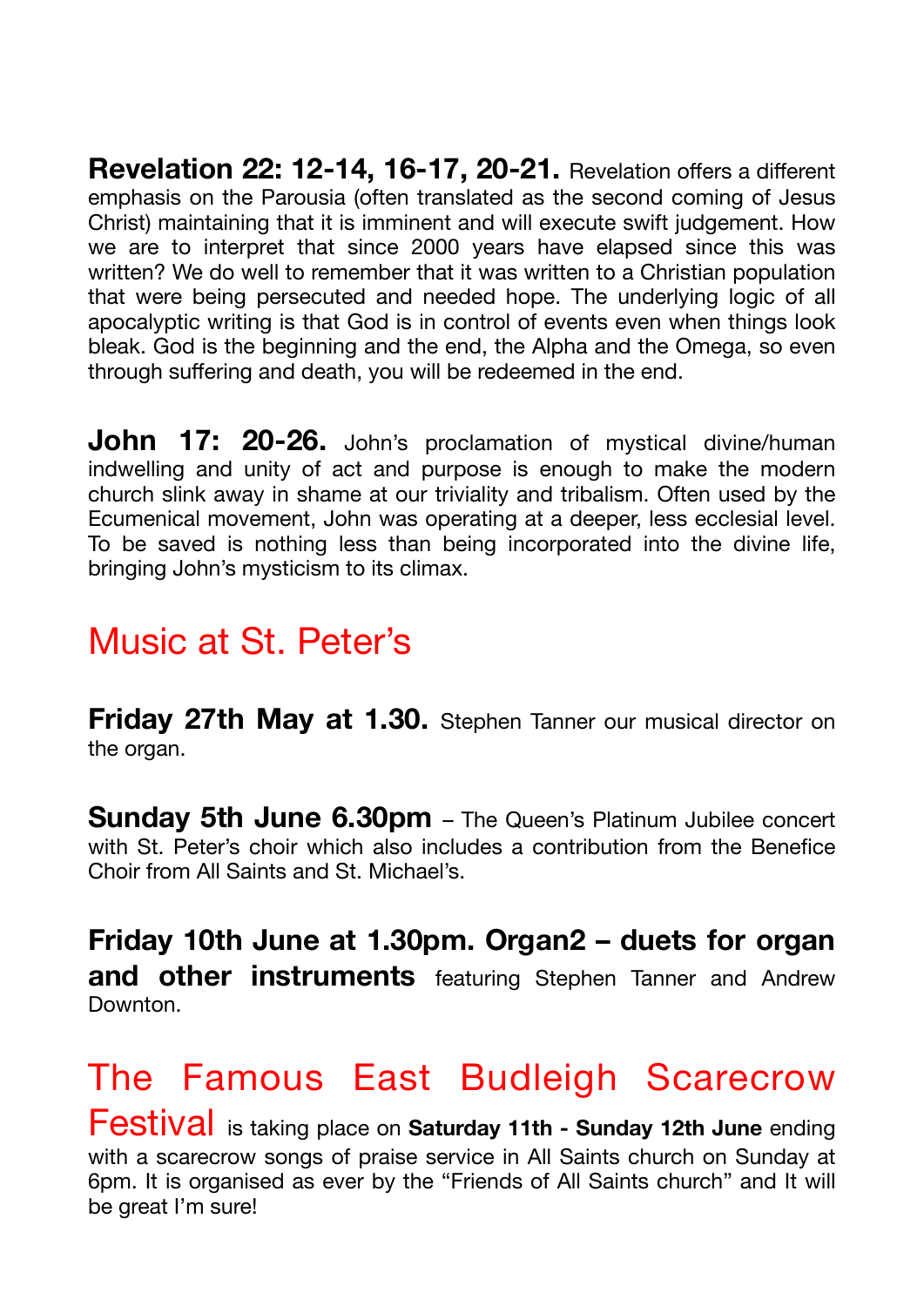**Revelation 22: 12-14, 16-17, 20-21.** Revelation offers a different emphasis on the Parousia (often translated as the second coming of Jesus Christ) maintaining that it is imminent and will execute swift judgement. How we are to interpret that since 2000 years have elapsed since this was written? We do well to remember that it was written to a Christian population that were being persecuted and needed hope. The underlying logic of all apocalyptic writing is that God is in control of events even when things look bleak. God is the beginning and the end, the Alpha and the Omega, so even through suffering and death, you will be redeemed in the end.

**John 17: 20-26.** John's proclamation of mystical divine/human indwelling and unity of act and purpose is enough to make the modern church slink away in shame at our triviality and tribalism. Often used by the Ecumenical movement, John was operating at a deeper, less ecclesial level. To be saved is nothing less than being incorporated into the divine life, bringing John's mysticism to its climax.

## Music at St. Peter's

**Friday 27th May at 1.30.** Stephen Tanner our musical director on the organ.

**Sunday 5th June 6.30pm** – The Queen's Platinum Jubilee concert with St. Peter's choir which also includes a contribution from the Benefice Choir from All Saints and St. Michael's.

**Friday 10th June at 1.30pm. Organ2 – duets for organ and other instruments** featuring Stephen Tanner and Andrew Downton.

## The Famous East Budleigh Scarecrow Festival

is taking place on **Saturday 11th - Sunday 12th June** ending with a scarecrow songs of praise service in All Saints church on Sunday at 6pm. It is organised as ever by the "Friends of All Saints church" and It will be great I'm sure!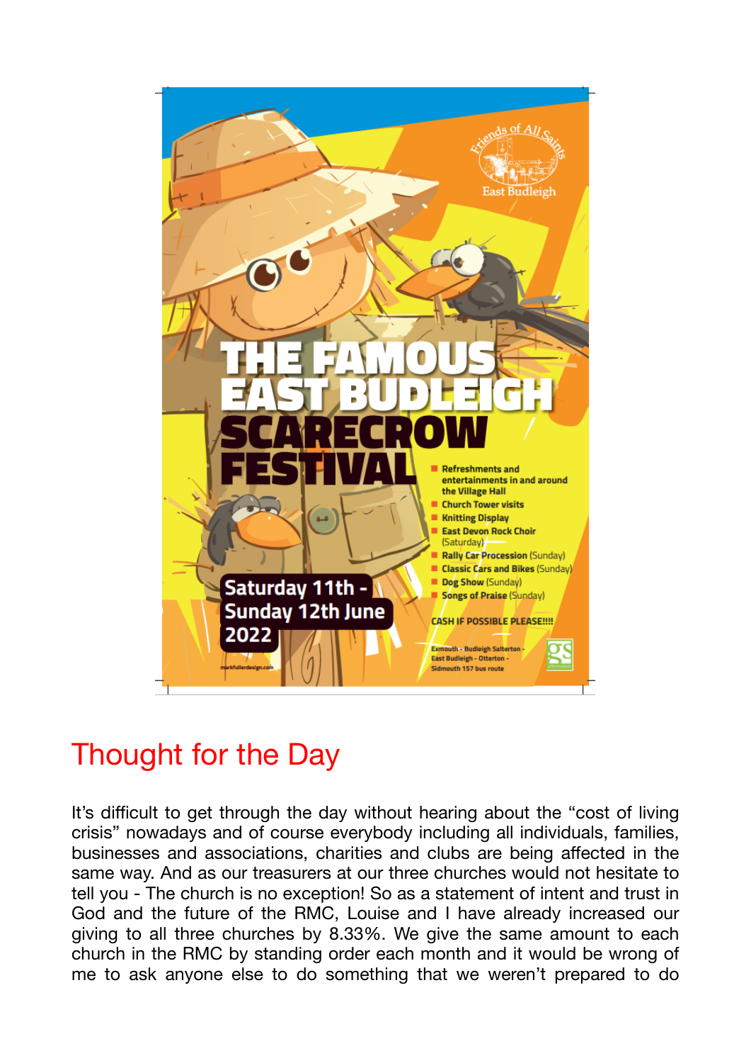# THE FAMOUS EAST BUDLEIGH SCARECROW FESTIVAL

Friends of All Saints East Budleigh

- Refreshments and entertainments in and around the Village Hall
- Church Tower visits
- Knitting Display
- East Devon Rock Choir (Saturday)
- Rally Car Procession (Sunday)
- Classic Cars and Bikes (Sunday)
- Dog Show (Sunday)
- Songs of Praise (Sunday)

**Saturday 11th - Sunday 12th June 2022**

CASH IF POSSIBLE PLEASE!!!!

Exmouth - Budleigh Salterton - East Budleigh - Otterton - Sidmouth 157 bus route

markfullerdesign.com

## Thought for the Day

It's difficult to get through the day without hearing about the "cost of living crisis" nowadays and of course everybody including all individuals, families, businesses and associations, charities and clubs are being affected in the same way. And as our treasurers at our three churches would not hesitate to tell you - The church is no exception! So as a statement of intent and trust in God and the future of the RMC, Louise and I have already increased our giving to all three churches by 8.33%. We give the same amount to each church in the RMC by standing order each month and it would be wrong of me to ask anyone else to do something that we weren't prepared to do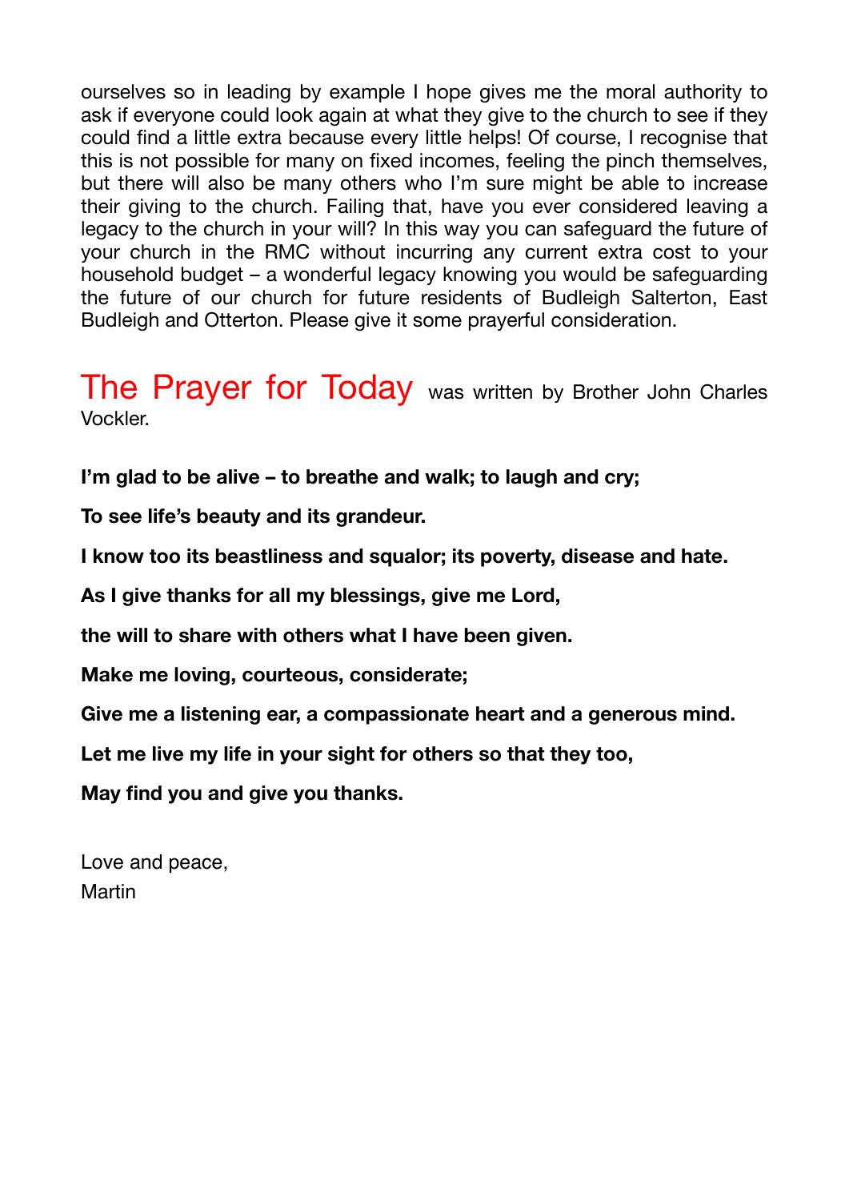ourselves so in leading by example I hope gives me the moral authority to ask if everyone could look again at what they give to the church to see if they could find a little extra because every little helps! Of course, I recognise that this is not possible for many on fixed incomes, feeling the pinch themselves, but there will also be many others who I'm sure might be able to increase their giving to the church. Failing that, have you ever considered leaving a legacy to the church in your will? In this way you can safeguard the future of your church in the RMC without incurring any current extra cost to your household budget – a wonderful legacy knowing you would be safeguarding the future of our church for future residents of Budleigh Salterton, East Budleigh and Otterton. Please give it some prayerful consideration.

## The Prayer for Today was written by Brother John Charles Vockler.

**I'm glad to be alive – to breathe and walk; to laugh and cry;**

**To see life's beauty and its grandeur.**

**I know too its beastliness and squalor; its poverty, disease and hate.**

**As I give thanks for all my blessings, give me Lord,**

**the will to share with others what I have been given.**

**Make me loving, courteous, considerate;**

**Give me a listening ear, a compassionate heart and a generous mind.**

**Let me live my life in your sight for others so that they too,**

**May find you and give you thanks.**

Love and peace,
Martin